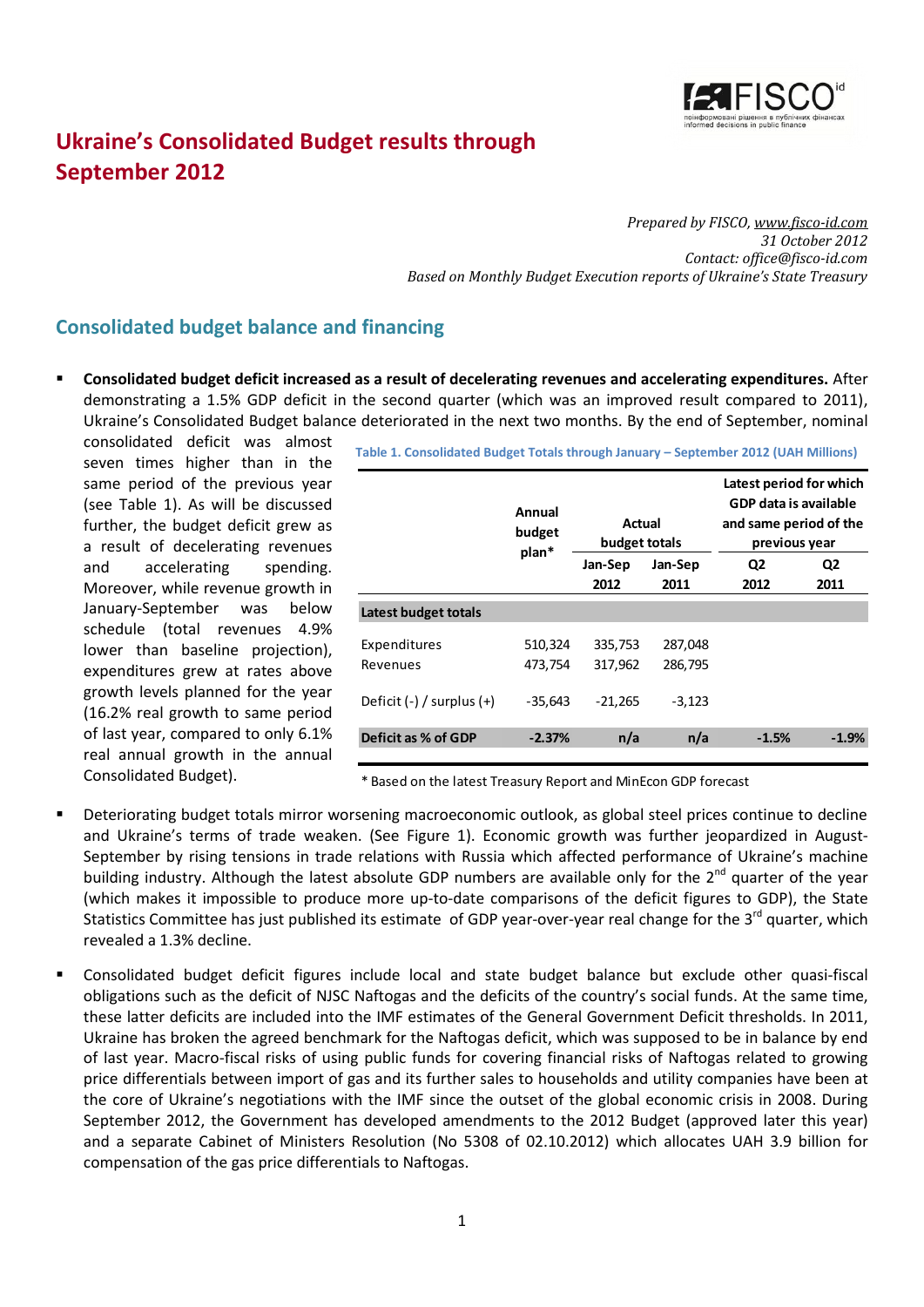# Ukraine's Consolidated Budget results through September 2012

*Prepared by FISCO, www.fisco-id.com*
*31 October 2012*
*Contact: office@fisco-id.com*
*Based on Monthly Budget Execution reports of Ukraine's State Treasury*

## Consolidated budget balance and financing

- **Consolidated budget deficit increased as a result of decelerating revenues and accelerating expenditures.** After demonstrating a 1.5% GDP deficit in the second quarter (which was an improved result compared to 2011), Ukraine's Consolidated Budget balance deteriorated in the next two months. By the end of September, nominal consolidated deficit was almost seven times higher than in the same period of the previous year (see Table 1). As will be discussed further, the budget deficit grew as a result of decelerating revenues and accelerating spending. Moreover, while revenue growth in January-September was below schedule (total revenues 4.9% lower than baseline projection), expenditures grew at rates above growth levels planned for the year (16.2% real growth to same period of last year, compared to only 6.1% real annual growth in the annual Consolidated Budget).

**Table 1. Consolidated Budget Totals through January – September 2012 (UAH Millions)**

| | Annual budget plan* | Actual budget totals | | Latest period for which GDP data is available and same period of the previous year | |
|---|---|---|---|---|---|
| | | Jan-Sep 2012 | Jan-Sep 2011 | Q2 2012 | Q2 2011 |
| **Latest budget totals** | | | | | |
| Expenditures | 510,324 | 335,753 | 287,048 | | |
| Revenues | 473,754 | 317,962 | 286,795 | | |
| Deficit (-) / surplus (+) | -35,643 | -21,265 | -3,123 | | |
| **Deficit as % of GDP** | **-2.37%** | **n/a** | **n/a** | **-1.5%** | **-1.9%** |

\* Based on the latest Treasury Report and MinEcon GDP forecast

- Deteriorating budget totals mirror worsening macroeconomic outlook, as global steel prices continue to decline and Ukraine's terms of trade weaken. (See Figure 1). Economic growth was further jeopardized in August-September by rising tensions in trade relations with Russia which affected performance of Ukraine's machine building industry. Although the latest absolute GDP numbers are available only for the 2nd quarter of the year (which makes it impossible to produce more up-to-date comparisons of the deficit figures to GDP), the State Statistics Committee has just published its estimate of GDP year-over-year real change for the 3rd quarter, which revealed a 1.3% decline.

- Consolidated budget deficit figures include local and state budget balance but exclude other quasi-fiscal obligations such as the deficit of NJSC Naftogas and the deficits of the country's social funds. At the same time, these latter deficits are included into the IMF estimates of the General Government Deficit thresholds. In 2011, Ukraine has broken the agreed benchmark for the Naftogas deficit, which was supposed to be in balance by end of last year. Macro-fiscal risks of using public funds for covering financial risks of Naftogas related to growing price differentials between import of gas and its further sales to households and utility companies have been at the core of Ukraine's negotiations with the IMF since the outset of the global economic crisis in 2008. During September 2012, the Government has developed amendments to the 2012 Budget (approved later this year) and a separate Cabinet of Ministers Resolution (No 5308 of 02.10.2012) which allocates UAH 3.9 billion for compensation of the gas price differentials to Naftogas.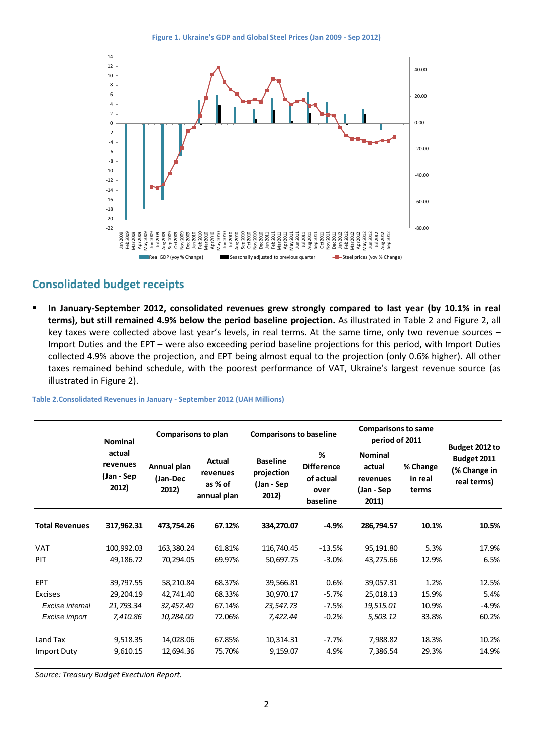Figure 1. Ukraine's GDP and Global Steel Prices (Jan 2009 - Sep 2012)

## Consolidated budget receipts

- **In January-September 2012, consolidated revenues grew strongly compared to last year (by 10.1% in real terms), but still remained 4.9% below the period baseline projection.** As illustrated in Table 2 and Figure 2, all key taxes were collected above last year's levels, in real terms. At the same time, only two revenue sources – Import Duties and the EPT – were also exceeding period baseline projections for this period, with Import Duties collected 4.9% above the projection, and EPT being almost equal to the projection (only 0.6% higher). All other taxes remained behind schedule, with the poorest performance of VAT, Ukraine's largest revenue source (as illustrated in Figure 2).

Table 2.Consolidated Revenues in January - September 2012 (UAH Millions)

| | Nominal actual revenues (Jan - Sep 2012) | Comparisons to plan | | Comparisons to baseline | | Comparisons to same period of 2011 | | Budget 2012 to Budget 2011 (% Change in real terms) |
|---|---|---|---|---|---|---|---|---|
| | | Annual plan (Jan-Dec 2012) | Actual revenues as % of annual plan | Baseline projection (Jan - Sep 2012) | % Difference of actual over baseline | Nominal actual revenues (Jan - Sep 2011) | % Change in real terms | |
| **Total Revenues** | **317,962.31** | **473,754.26** | **67.12%** | **334,270.07** | **-4.9%** | **286,794.57** | **10.1%** | **10.5%** |
| VAT | 100,992.03 | 163,380.24 | 61.81% | 116,740.45 | -13.5% | 95,191.80 | 5.3% | 17.9% |
| PIT | 49,186.72 | 70,294.05 | 69.97% | 50,697.75 | -3.0% | 43,275.66 | 12.9% | 6.5% |
| EPT | 39,797.55 | 58,210.84 | 68.37% | 39,566.81 | 0.6% | 39,057.31 | 1.2% | 12.5% |
| Excises | 29,204.19 | 42,741.40 | 68.33% | 30,970.17 | -5.7% | 25,018.13 | 15.9% | 5.4% |
| *Excise internal* | *21,793.34* | *32,457.40* | 67.14% | *23,547.73* | -7.5% | *19,515.01* | 10.9% | -4.9% |
| *Excise import* | *7,410.86* | *10,284.00* | 72.06% | *7,422.44* | -0.2% | *5,503.12* | 33.8% | 60.2% |
| Land Tax | 9,518.35 | 14,028.06 | 67.85% | 10,314.31 | -7.7% | 7,988.82 | 18.3% | 10.2% |
| Import Duty | 9,610.15 | 12,694.36 | 75.70% | 9,159.07 | 4.9% | 7,386.54 | 29.3% | 14.9% |

*Source: Treasury Budget Exectuion Report.*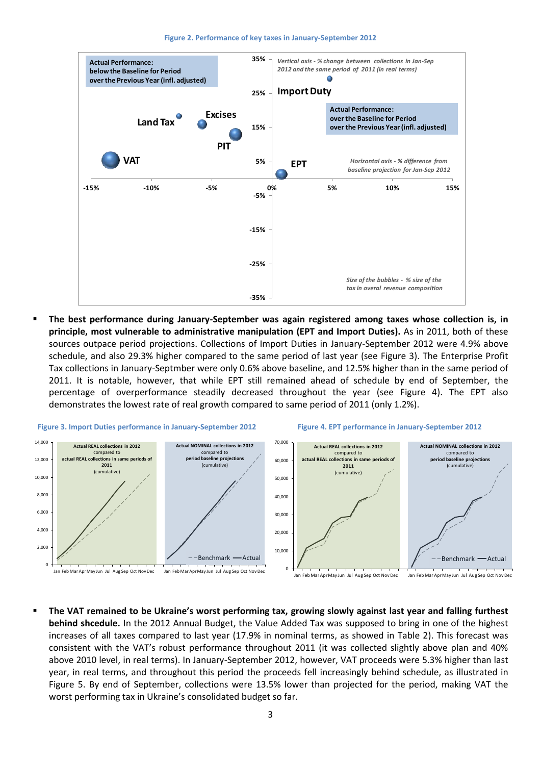**Figure 2. Performance of key taxes in January-September 2012**

- **The best performance during January-September was again registered among taxes whose collection is, in principle, most vulnerable to administrative manipulation (EPT and Import Duties).** As in 2011, both of these sources outpace period projections. Collections of Import Duties in January-September 2012 were 4.9% above schedule, and also 29.3% higher compared to the same period of last year (see Figure 3). The Enterprise Profit Tax collections in January-Septmber were only 0.6% above baseline, and 12.5% higher than in the same period of 2011. It is notable, however, that while EPT still remained ahead of schedule by end of September, the percentage of overperformance steadily decreased throughout the year (see Figure 4). The EPT also demonstrates the lowest rate of real growth compared to same period of 2011 (only 1.2%).

**Figure 3. Import Duties performance in January-September 2012**

**Figure 4. EPT performance in January-September 2012**

- **The VAT remained to be Ukraine's worst performing tax, growing slowly against last year and falling furthest behind shcedule.** In the 2012 Annual Budget, the Value Added Tax was supposed to bring in one of the highest increases of all taxes compared to last year (17.9% in nominal terms, as showed in Table 2). This forecast was consistent with the VAT's robust performance throughout 2011 (it was collected slightly above plan and 40% above 2010 level, in real terms). In January-September 2012, however, VAT proceeds were 5.3% higher than last year, in real terms, and throughout this period the proceeds fell increasingly behind schedule, as illustrated in Figure 5. By end of September, collections were 13.5% lower than projected for the period, making VAT the worst performing tax in Ukraine's consolidated budget so far.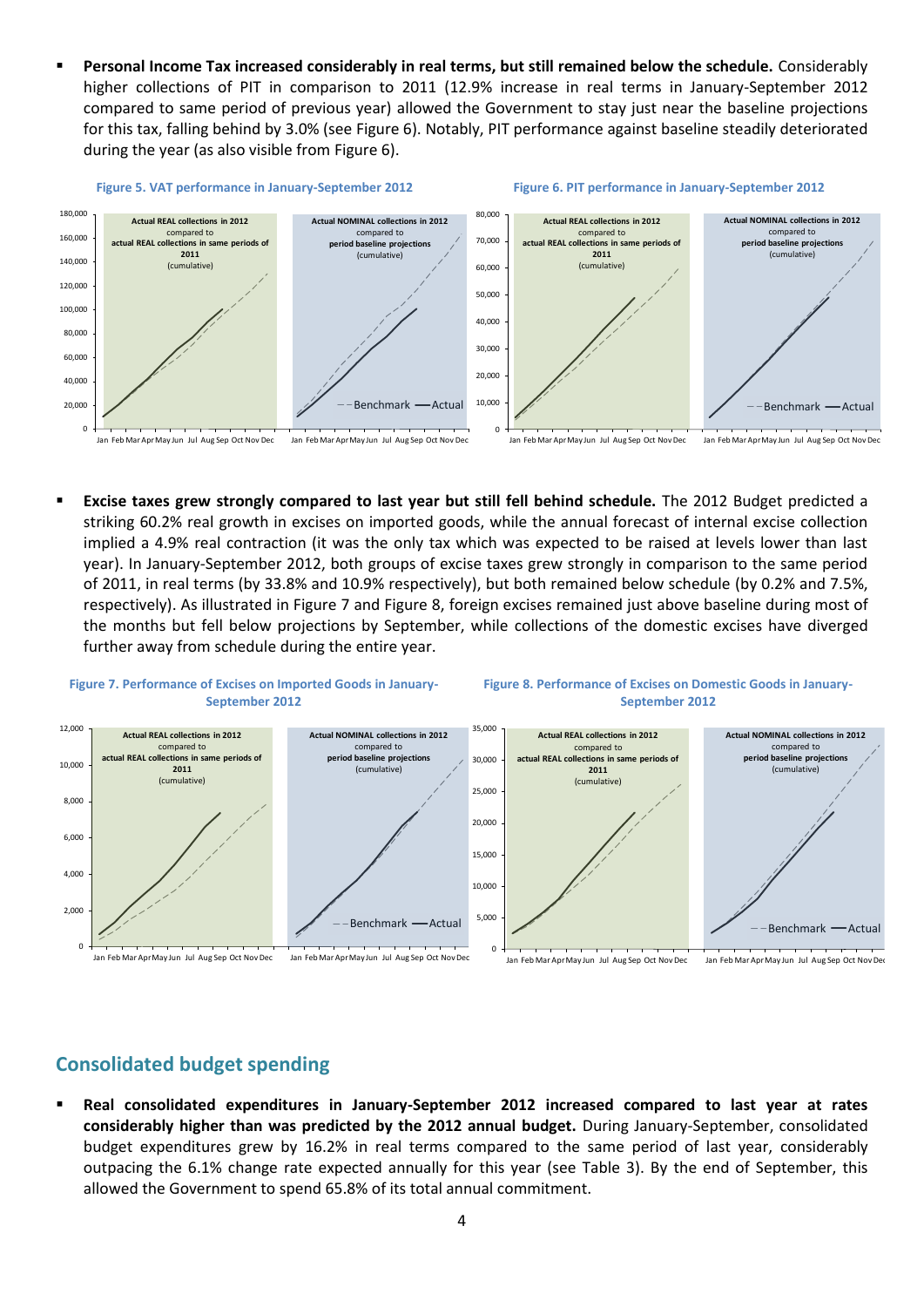- **Personal Income Tax increased considerably in real terms, but still remained below the schedule.** Considerably higher collections of PIT in comparison to 2011 (12.9% increase in real terms in January-September 2012 compared to same period of previous year) allowed the Government to stay just near the baseline projections for this tax, falling behind by 3.0% (see Figure 6). Notably, PIT performance against baseline steadily deteriorated during the year (as also visible from Figure 6).

**Figure 5. VAT performance in January-September 2012**

**Figure 6. PIT performance in January-September 2012**

- **Excise taxes grew strongly compared to last year but still fell behind schedule.** The 2012 Budget predicted a striking 60.2% real growth in excises on imported goods, while the annual forecast of internal excise collection implied a 4.9% real contraction (it was the only tax which was expected to be raised at levels lower than last year). In January-September 2012, both groups of excise taxes grew strongly in comparison to the same period of 2011, in real terms (by 33.8% and 10.9% respectively), but both remained below schedule (by 0.2% and 7.5%, respectively). As illustrated in Figure 7 and Figure 8, foreign excises remained just above baseline during most of the months but fell below projections by September, while collections of the domestic excises have diverged further away from schedule during the entire year.

**Figure 7. Performance of Excises on Imported Goods in January-September 2012**

**Figure 8. Performance of Excises on Domestic Goods in January-September 2012**

## Consolidated budget spending

- **Real consolidated expenditures in January-September 2012 increased compared to last year at rates considerably higher than was predicted by the 2012 annual budget.** During January-September, consolidated budget expenditures grew by 16.2% in real terms compared to the same period of last year, considerably outpacing the 6.1% change rate expected annually for this year (see Table 3). By the end of September, this allowed the Government to spend 65.8% of its total annual commitment.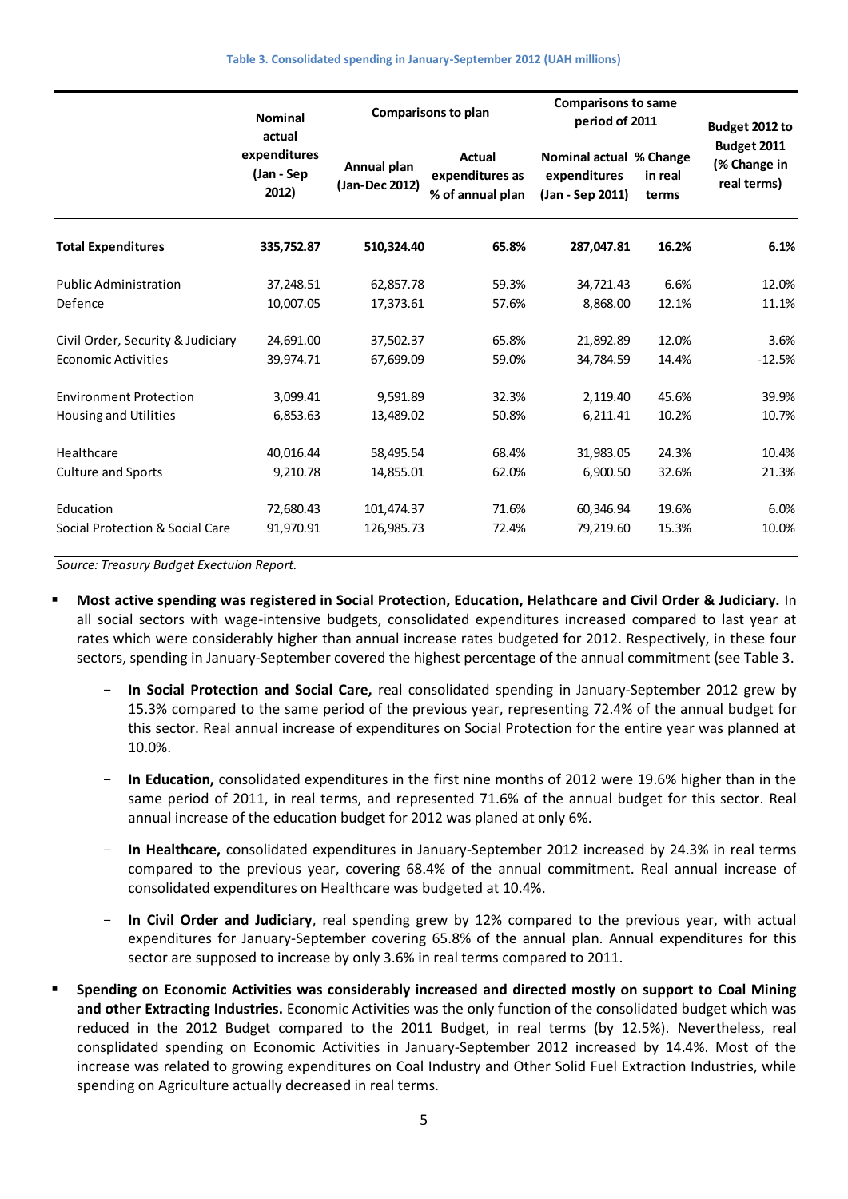**Table 3. Consolidated spending in January-September 2012 (UAH millions)**

| | Nominal actual expenditures (Jan - Sep 2012) | Comparisons to plan | | Comparisons to same period of 2011 | | Budget 2012 to Budget 2011 (% Change in real terms) |
|---|---|---|---|---|---|---|
| | | Annual plan (Jan-Dec 2012) | Actual expenditures as % of annual plan | Nominal actual expenditures (Jan - Sep 2011) | % Change in real terms | |
| **Total Expenditures** | **335,752.87** | **510,324.40** | **65.8%** | **287,047.81** | **16.2%** | **6.1%** |
| Public Administration | 37,248.51 | 62,857.78 | 59.3% | 34,721.43 | 6.6% | 12.0% |
| Defence | 10,007.05 | 17,373.61 | 57.6% | 8,868.00 | 12.1% | 11.1% |
| Civil Order, Security & Judiciary | 24,691.00 | 37,502.37 | 65.8% | 21,892.89 | 12.0% | 3.6% |
| Economic Activities | 39,974.71 | 67,699.09 | 59.0% | 34,784.59 | 14.4% | -12.5% |
| Environment Protection | 3,099.41 | 9,591.89 | 32.3% | 2,119.40 | 45.6% | 39.9% |
| Housing and Utilities | 6,853.63 | 13,489.02 | 50.8% | 6,211.41 | 10.2% | 10.7% |
| Healthcare | 40,016.44 | 58,495.54 | 68.4% | 31,983.05 | 24.3% | 10.4% |
| Culture and Sports | 9,210.78 | 14,855.01 | 62.0% | 6,900.50 | 32.6% | 21.3% |
| Education | 72,680.43 | 101,474.37 | 71.6% | 60,346.94 | 19.6% | 6.0% |
| Social Protection & Social Care | 91,970.91 | 126,985.73 | 72.4% | 79,219.60 | 15.3% | 10.0% |

*Source: Treasury Budget Exectuion Report.*

- **Most active spending was registered in Social Protection, Education, Helathcare and Civil Order & Judiciary.** In all social sectors with wage-intensive budgets, consolidated expenditures increased compared to last year at rates which were considerably higher than annual increase rates budgeted for 2012. Respectively, in these four sectors, spending in January-September covered the highest percentage of the annual commitment (see Table 3.
    - **In Social Protection and Social Care,** real consolidated spending in January-September 2012 grew by 15.3% compared to the same period of the previous year, representing 72.4% of the annual budget for this sector. Real annual increase of expenditures on Social Protection for the entire year was planned at 10.0%.
    - **In Education,** consolidated expenditures in the first nine months of 2012 were 19.6% higher than in the same period of 2011, in real terms, and represented 71.6% of the annual budget for this sector. Real annual increase of the education budget for 2012 was planed at only 6%.
    - **In Healthcare,** consolidated expenditures in January-September 2012 increased by 24.3% in real terms compared to the previous year, covering 68.4% of the annual commitment. Real annual increase of consolidated expenditures on Healthcare was budgeted at 10.4%.
    - **In Civil Order and Judiciary**, real spending grew by 12% compared to the previous year, with actual expenditures for January-September covering 65.8% of the annual plan. Annual expenditures for this sector are supposed to increase by only 3.6% in real terms compared to 2011.
- **Spending on Economic Activities was considerably increased and directed mostly on support to Coal Mining and other Extracting Industries.** Economic Activities was the only function of the consolidated budget which was reduced in the 2012 Budget compared to the 2011 Budget, in real terms (by 12.5%). Nevertheless, real consplidated spending on Economic Activities in January-September 2012 increased by 14.4%. Most of the increase was related to growing expenditures on Coal Industry and Other Solid Fuel Extraction Industries, while spending on Agriculture actually decreased in real terms.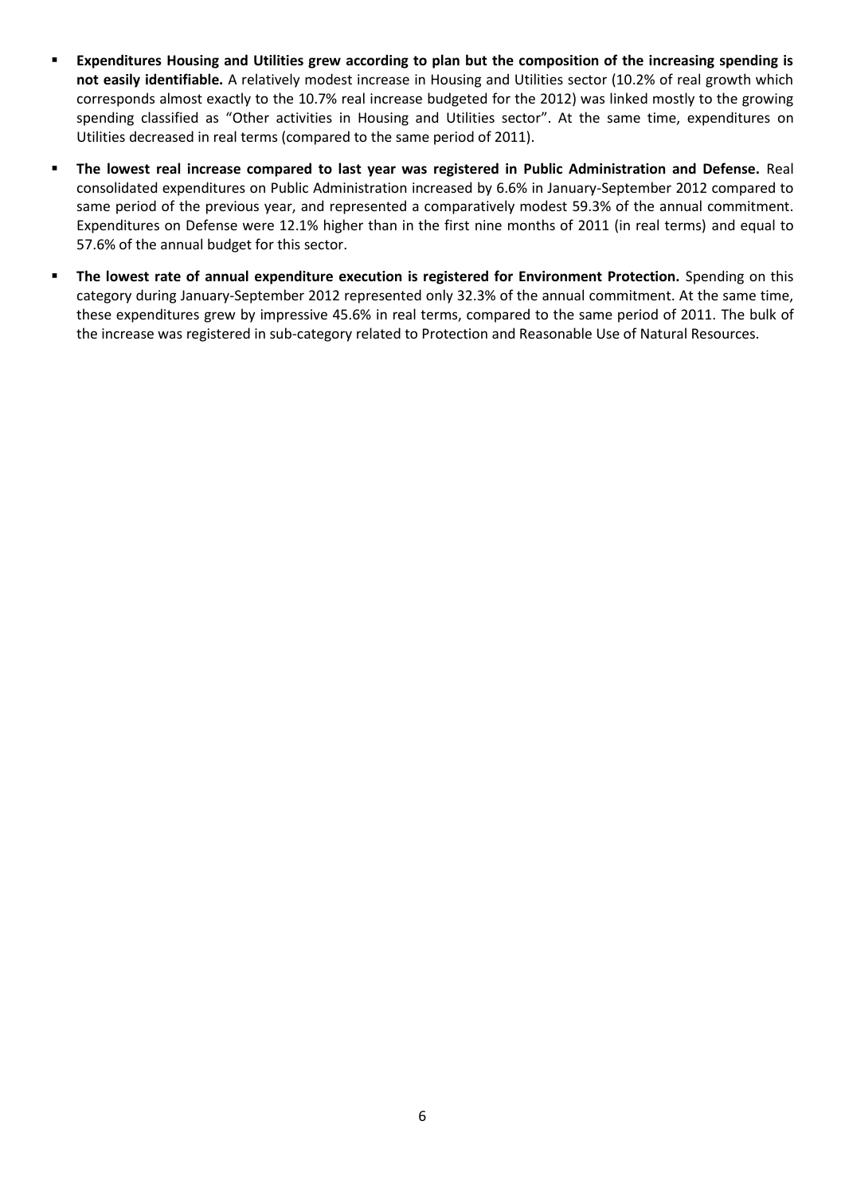- **Expenditures Housing and Utilities grew according to plan but the composition of the increasing spending is not easily identifiable.** A relatively modest increase in Housing and Utilities sector (10.2% of real growth which corresponds almost exactly to the 10.7% real increase budgeted for the 2012) was linked mostly to the growing spending classified as "Other activities in Housing and Utilities sector". At the same time, expenditures on Utilities decreased in real terms (compared to the same period of 2011).
- **The lowest real increase compared to last year was registered in Public Administration and Defense.** Real consolidated expenditures on Public Administration increased by 6.6% in January-September 2012 compared to same period of the previous year, and represented a comparatively modest 59.3% of the annual commitment. Expenditures on Defense were 12.1% higher than in the first nine months of 2011 (in real terms) and equal to 57.6% of the annual budget for this sector.
- **The lowest rate of annual expenditure execution is registered for Environment Protection.** Spending on this category during January-September 2012 represented only 32.3% of the annual commitment. At the same time, these expenditures grew by impressive 45.6% in real terms, compared to the same period of 2011. The bulk of the increase was registered in sub-category related to Protection and Reasonable Use of Natural Resources.